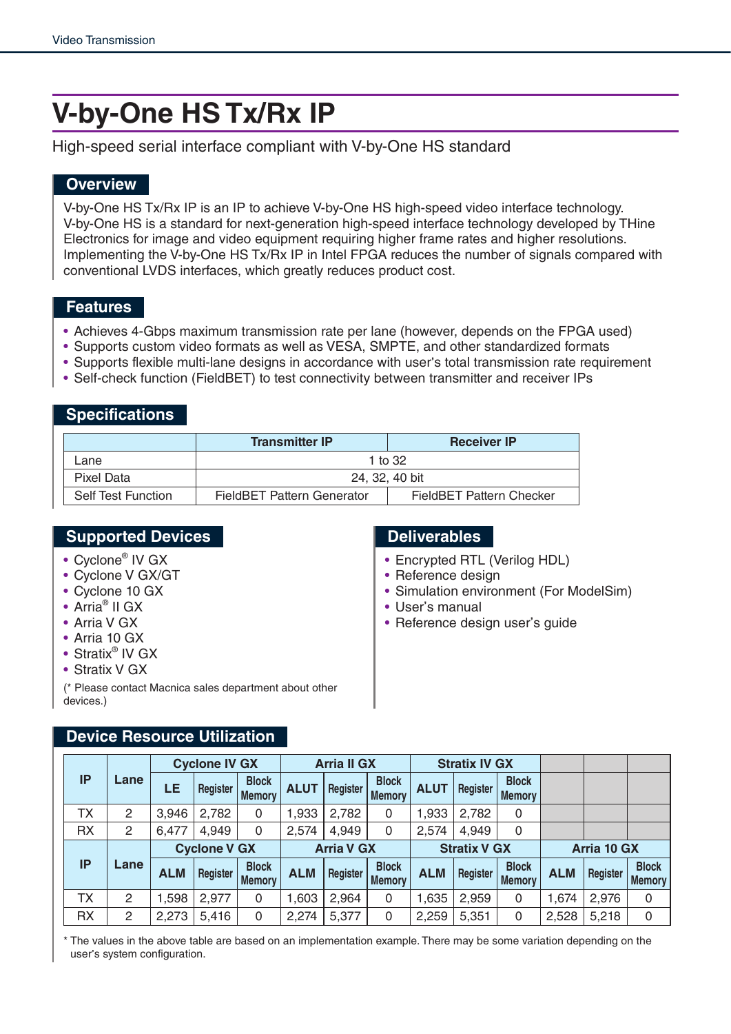# V-by-One HS Tx/Rx IP

High-speed serial interface compliant with V-by-One HS standard

## Overview

V-by-One HS Tx/Rx IP is an IP to achieve V-by-One HS high-speed video interface technology. V-by-One HS is a standard for next-generation high-speed interface technology developed by THine Electronics for image and video equipment requiring higher frame rates and higher resolutions. Implementing the V-by-One HS Tx/Rx IP in Intel FPGA reduces the number of signals compared with conventional LVDS interfaces, which greatly reduces product cost.

## Features

- Achieves 4-Gbps maximum transmission rate per lane (however, depends on the FPGA used)
- Supports custom video formats as well as VESA, SMPTE, and other standardized formats
- Supports flexible multi-lane designs in accordance with user's total transmission rate requirement
- Self-check function (FieldBET) to test connectivity between transmitter and receiver IPs

## Specifications

| | Transmitter IP | Receiver IP |
|---|---|---|
| Lane | 1 to 32 | |
| Pixel Data | 24, 32, 40 bit | |
| Self Test Function | FieldBET Pattern Generator | FieldBET Pattern Checker |

## Supported Devices

- Cyclone® IV GX
- Cyclone V GX/GT
- Cyclone 10 GX
- Arria® II GX
- Arria V GX
- Arria 10 GX
- Stratix® IV GX
- Stratix V GX

(* Please contact Macnica sales department about other devices.)

## Deliverables

- Encrypted RTL (Verilog HDL)
- Reference design
- Simulation environment (For ModelSim)
- User's manual
- Reference design user's guide

## Device Resource Utilization

| IP | Lane | Cyclone IV GX | | | Arria II GX | | | Stratix IV GX | | | | | |
|---|---|---|---|---|---|---|---|---|---|---|---|---|---|
| | | LE | Register | Block Memory | ALUT | Register | Block Memory | ALUT | Register | Block Memory | | | |
| TX | 2 | 3,946 | 2,782 | 0 | 1,933 | 2,782 | 0 | 1,933 | 2,782 | 0 | | | |
| RX | 2 | 6,477 | 4,949 | 0 | 2,574 | 4,949 | 0 | 2,574 | 4,949 | 0 | | | |
| **IP** | **Lane** | **Cyclone V GX** | | | **Arria V GX** | | | **Stratix V GX** | | | **Arria 10 GX** | | |
| | | ALM | Register | Block Memory | ALM | Register | Block Memory | ALM | Register | Block Memory | ALM | Register | Block Memory |
| TX | 2 | 1,598 | 2,977 | 0 | 1,603 | 2,964 | 0 | 1,635 | 2,959 | 0 | 1,674 | 2,976 | 0 |
| RX | 2 | 2,273 | 5,416 | 0 | 2,274 | 5,377 | 0 | 2,259 | 5,351 | 0 | 2,528 | 5,218 | 0 |

* The values in the above table are based on an implementation example. There may be some variation depending on the user's system configuration.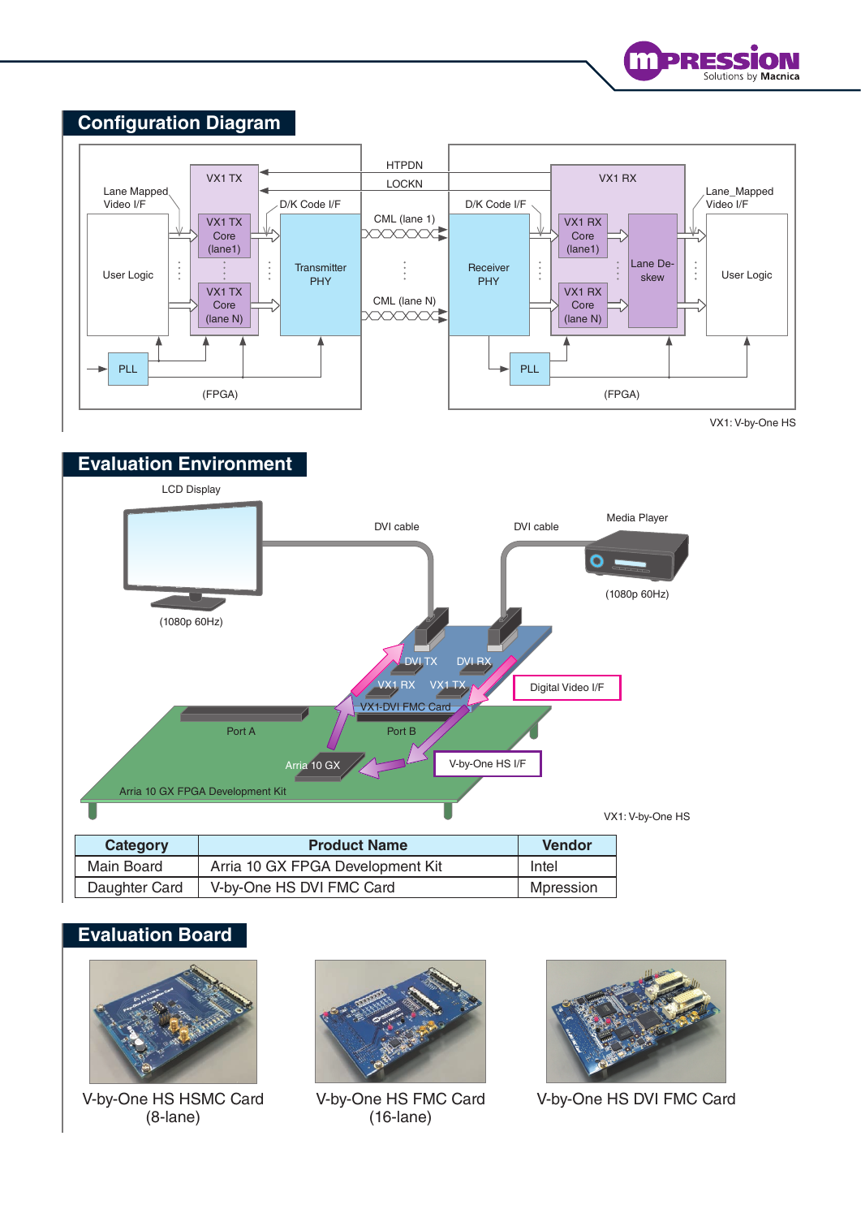## Configuration Diagram

HTPDN

LOCKN

VX1 TX

VX1 RX

Lane Mapped Video I/F

D/K Code I/F

CML (lane 1)

CML (lane N)

D/K Code I/F

Lane_Mapped Video I/F

User Logic

VX1 TX Core (lane1)

VX1 TX Core (lane N)

Transmitter PHY

Receiver PHY

VX1 RX Core (lane1)

VX1 RX Core (lane N)

Lane De-skew

User Logic

PLL

(FPGA)

PLL

(FPGA)

VX1: V-by-One HS

## Evaluation Environment

LCD Display

(1080p 60Hz)

DVI cable

DVI cable

Media Player

(1080p 60Hz)

DVI TX

DVI RX

VX1 RX

VX1 TX

VX1-DVI FMC Card

Digital Video I/F

Port A

Port B

Arria 10 GX

V-by-One HS I/F

Arria 10 GX FPGA Development Kit

VX1: V-by-One HS

| Category | Product Name | Vendor |
|---|---|---|
| Main Board | Arria 10 GX FPGA Development Kit | Intel |
| Daughter Card | V-by-One HS DVI FMC Card | Mpression |

## Evaluation Board

V-by-One HS HSMC Card (8-lane)

V-by-One HS FMC Card (16-lane)

V-by-One HS DVI FMC Card